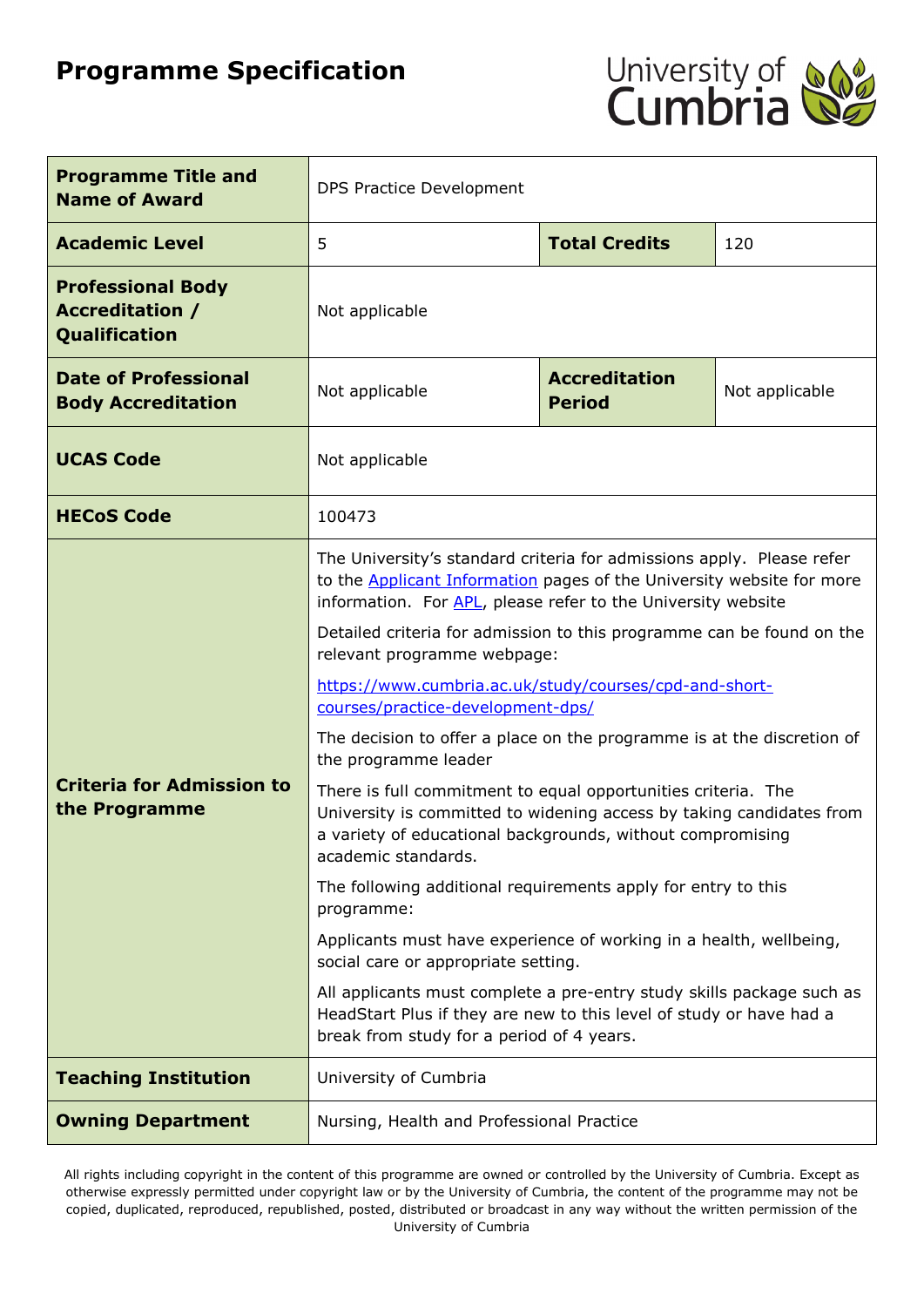# Programme Specification

| | | | |
|---|---|---|---|
| **Programme Title and Name of Award** | DPS Practice Development | | |
| **Academic Level** | 5 | **Total Credits** | 120 |
| **Professional Body Accreditation / Qualification** | Not applicable | | |
| **Date of Professional Body Accreditation** | Not applicable | **Accreditation Period** | Not applicable |
| **UCAS Code** | Not applicable | | |
| **HECoS Code** | 100473 | | |
| **Criteria for Admission to the Programme** | The University's standard criteria for admissions apply. Please refer to the [Applicant Information] pages of the University website for more information. For [APL], please refer to the University website<br><br>Detailed criteria for admission to this programme can be found on the relevant programme webpage:<br><br>https://www.cumbria.ac.uk/study/courses/cpd-and-short-courses/practice-development-dps/<br><br>The decision to offer a place on the programme is at the discretion of the programme leader<br><br>There is full commitment to equal opportunities criteria. The University is committed to widening access by taking candidates from a variety of educational backgrounds, without compromising academic standards.<br><br>The following additional requirements apply for entry to this programme:<br><br>Applicants must have experience of working in a health, wellbeing, social care or appropriate setting.<br><br>All applicants must complete a pre-entry study skills package such as HeadStart Plus if they are new to this level of study or have had a break from study for a period of 4 years. | | |
| **Teaching Institution** | University of Cumbria | | |
| **Owning Department** | Nursing, Health and Professional Practice | | |

All rights including copyright in the content of this programme are owned or controlled by the University of Cumbria. Except as otherwise expressly permitted under copyright law or by the University of Cumbria, the content of the programme may not be copied, duplicated, reproduced, republished, posted, distributed or broadcast in any way without the written permission of the University of Cumbria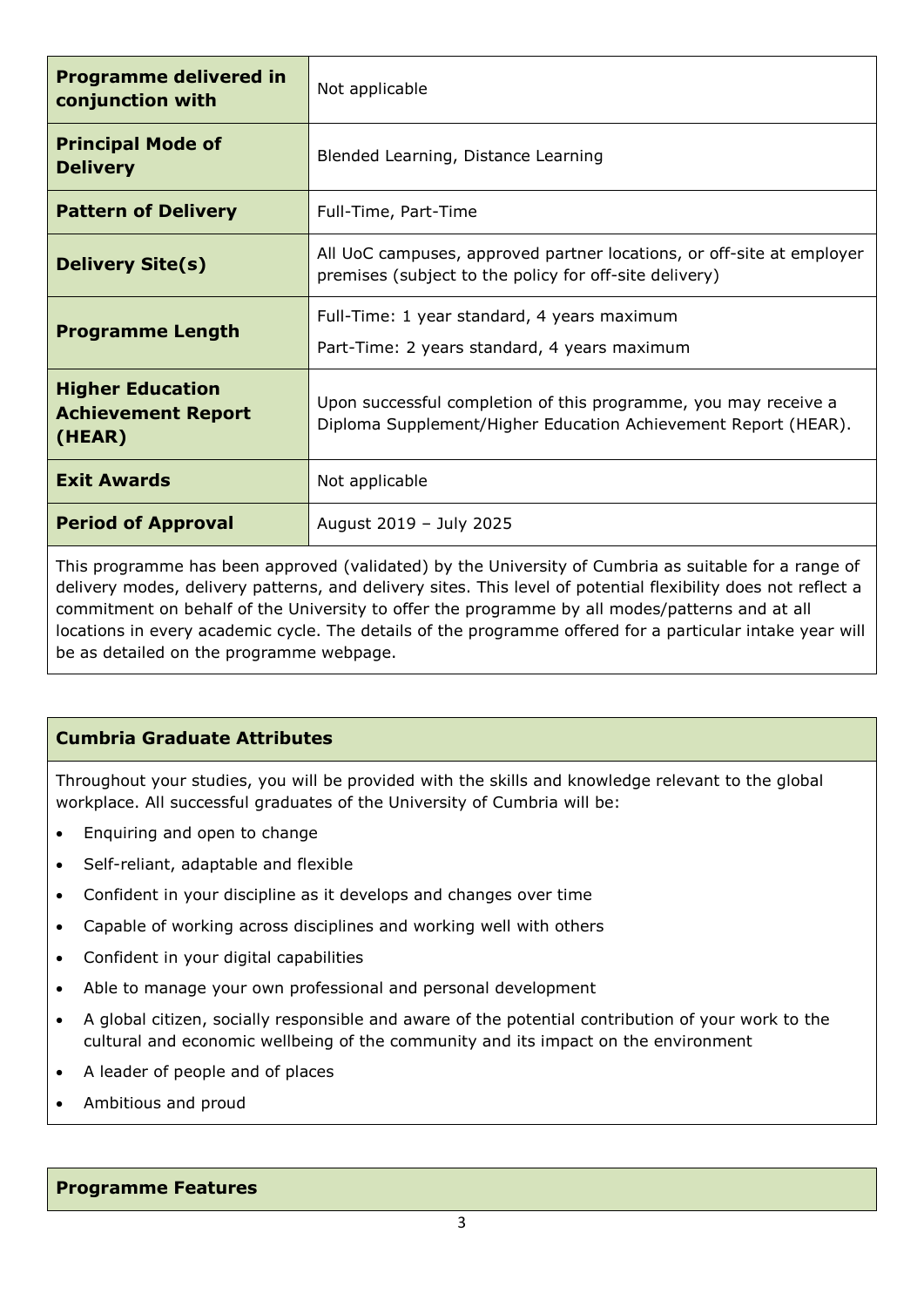| | |
|---|---|
| **Programme delivered in conjunction with** | Not applicable |
| **Principal Mode of Delivery** | Blended Learning, Distance Learning |
| **Pattern of Delivery** | Full-Time, Part-Time |
| **Delivery Site(s)** | All UoC campuses, approved partner locations, or off-site at employer premises (subject to the policy for off-site delivery) |
| **Programme Length** | Full-Time: 1 year standard, 4 years maximum<br>Part-Time: 2 years standard, 4 years maximum |
| **Higher Education Achievement Report (HEAR)** | Upon successful completion of this programme, you may receive a Diploma Supplement/Higher Education Achievement Report (HEAR). |
| **Exit Awards** | Not applicable |
| **Period of Approval** | August 2019 – July 2025 |

This programme has been approved (validated) by the University of Cumbria as suitable for a range of delivery modes, delivery patterns, and delivery sites. This level of potential flexibility does not reflect a commitment on behalf of the University to offer the programme by all modes/patterns and at all locations in every academic cycle. The details of the programme offered for a particular intake year will be as detailed on the programme webpage.

## Cumbria Graduate Attributes

Throughout your studies, you will be provided with the skills and knowledge relevant to the global workplace. All successful graduates of the University of Cumbria will be:

- Enquiring and open to change
- Self-reliant, adaptable and flexible
- Confident in your discipline as it develops and changes over time
- Capable of working across disciplines and working well with others
- Confident in your digital capabilities
- Able to manage your own professional and personal development
- A global citizen, socially responsible and aware of the potential contribution of your work to the cultural and economic wellbeing of the community and its impact on the environment
- A leader of people and of places
- Ambitious and proud

## Programme Features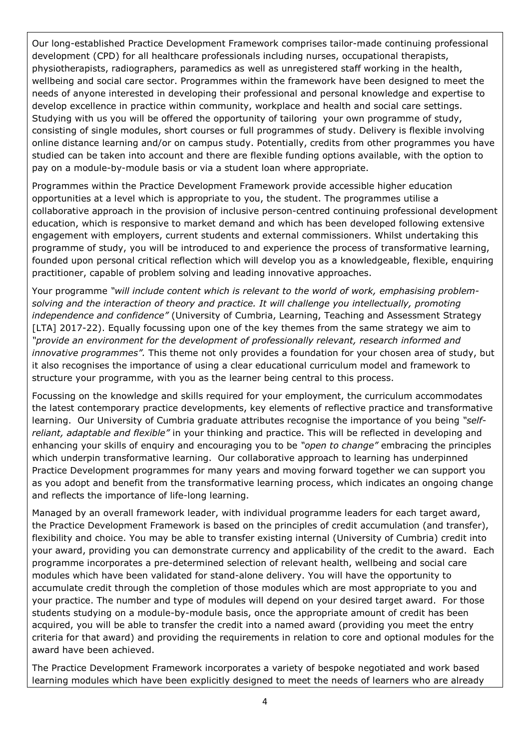Our long-established Practice Development Framework comprises tailor-made continuing professional development (CPD) for all healthcare professionals including nurses, occupational therapists, physiotherapists, radiographers, paramedics as well as unregistered staff working in the health, wellbeing and social care sector. Programmes within the framework have been designed to meet the needs of anyone interested in developing their professional and personal knowledge and expertise to develop excellence in practice within community, workplace and health and social care settings. Studying with us you will be offered the opportunity of tailoring your own programme of study, consisting of single modules, short courses or full programmes of study. Delivery is flexible involving online distance learning and/or on campus study. Potentially, credits from other programmes you have studied can be taken into account and there are flexible funding options available, with the option to pay on a module-by-module basis or via a student loan where appropriate.

Programmes within the Practice Development Framework provide accessible higher education opportunities at a level which is appropriate to you, the student. The programmes utilise a collaborative approach in the provision of inclusive person-centred continuing professional development education, which is responsive to market demand and which has been developed following extensive engagement with employers, current students and external commissioners. Whilst undertaking this programme of study, you will be introduced to and experience the process of transformative learning, founded upon personal critical reflection which will develop you as a knowledgeable, flexible, enquiring practitioner, capable of problem solving and leading innovative approaches.

Your programme *"will include content which is relevant to the world of work, emphasising problem-solving and the interaction of theory and practice. It will challenge you intellectually, promoting independence and confidence"* (University of Cumbria, Learning, Teaching and Assessment Strategy [LTA] 2017-22). Equally focussing upon one of the key themes from the same strategy we aim to *"provide an environment for the development of professionally relevant, research informed and innovative programmes"*. This theme not only provides a foundation for your chosen area of study, but it also recognises the importance of using a clear educational curriculum model and framework to structure your programme, with you as the learner being central to this process.

Focussing on the knowledge and skills required for your employment, the curriculum accommodates the latest contemporary practice developments, key elements of reflective practice and transformative learning. Our University of Cumbria graduate attributes recognise the importance of you being *"self-reliant, adaptable and flexible"* in your thinking and practice. This will be reflected in developing and enhancing your skills of enquiry and encouraging you to be *"open to change"* embracing the principles which underpin transformative learning. Our collaborative approach to learning has underpinned Practice Development programmes for many years and moving forward together we can support you as you adopt and benefit from the transformative learning process, which indicates an ongoing change and reflects the importance of life-long learning.

Managed by an overall framework leader, with individual programme leaders for each target award, the Practice Development Framework is based on the principles of credit accumulation (and transfer), flexibility and choice. You may be able to transfer existing internal (University of Cumbria) credit into your award, providing you can demonstrate currency and applicability of the credit to the award. Each programme incorporates a pre-determined selection of relevant health, wellbeing and social care modules which have been validated for stand-alone delivery. You will have the opportunity to accumulate credit through the completion of those modules which are most appropriate to you and your practice. The number and type of modules will depend on your desired target award. For those students studying on a module-by-module basis, once the appropriate amount of credit has been acquired, you will be able to transfer the credit into a named award (providing you meet the entry criteria for that award) and providing the requirements in relation to core and optional modules for the award have been achieved.

The Practice Development Framework incorporates a variety of bespoke negotiated and work based learning modules which have been explicitly designed to meet the needs of learners who are already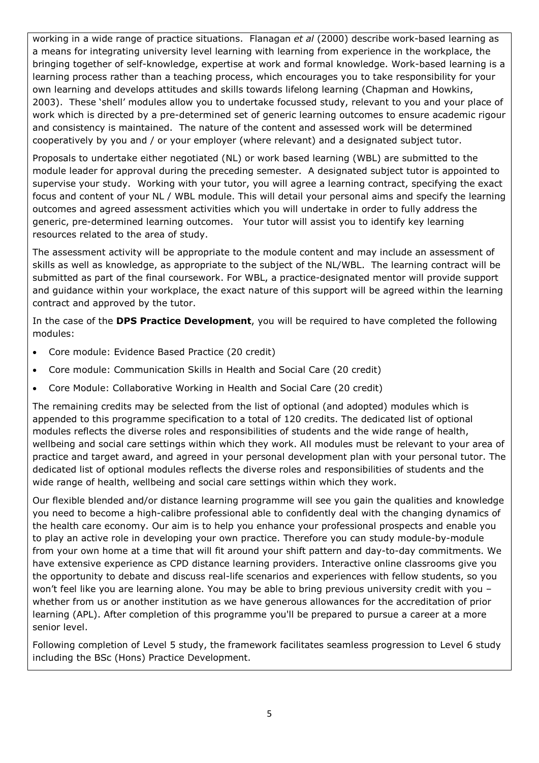working in a wide range of practice situations. Flanagan *et al* (2000) describe work-based learning as a means for integrating university level learning with learning from experience in the workplace, the bringing together of self-knowledge, expertise at work and formal knowledge. Work-based learning is a learning process rather than a teaching process, which encourages you to take responsibility for your own learning and develops attitudes and skills towards lifelong learning (Chapman and Howkins, 2003). These 'shell' modules allow you to undertake focussed study, relevant to you and your place of work which is directed by a pre-determined set of generic learning outcomes to ensure academic rigour and consistency is maintained. The nature of the content and assessed work will be determined cooperatively by you and / or your employer (where relevant) and a designated subject tutor.

Proposals to undertake either negotiated (NL) or work based learning (WBL) are submitted to the module leader for approval during the preceding semester. A designated subject tutor is appointed to supervise your study. Working with your tutor, you will agree a learning contract, specifying the exact focus and content of your NL / WBL module. This will detail your personal aims and specify the learning outcomes and agreed assessment activities which you will undertake in order to fully address the generic, pre-determined learning outcomes. Your tutor will assist you to identify key learning resources related to the area of study.

The assessment activity will be appropriate to the module content and may include an assessment of skills as well as knowledge, as appropriate to the subject of the NL/WBL. The learning contract will be submitted as part of the final coursework. For WBL, a practice-designated mentor will provide support and guidance within your workplace, the exact nature of this support will be agreed within the learning contract and approved by the tutor.

In the case of the **DPS Practice Development**, you will be required to have completed the following modules:

- Core module: Evidence Based Practice (20 credit)
- Core module: Communication Skills in Health and Social Care (20 credit)
- Core Module: Collaborative Working in Health and Social Care (20 credit)

The remaining credits may be selected from the list of optional (and adopted) modules which is appended to this programme specification to a total of 120 credits. The dedicated list of optional modules reflects the diverse roles and responsibilities of students and the wide range of health, wellbeing and social care settings within which they work. All modules must be relevant to your area of practice and target award, and agreed in your personal development plan with your personal tutor. The dedicated list of optional modules reflects the diverse roles and responsibilities of students and the wide range of health, wellbeing and social care settings within which they work.

Our flexible blended and/or distance learning programme will see you gain the qualities and knowledge you need to become a high-calibre professional able to confidently deal with the changing dynamics of the health care economy. Our aim is to help you enhance your professional prospects and enable you to play an active role in developing your own practice. Therefore you can study module-by-module from your own home at a time that will fit around your shift pattern and day-to-day commitments. We have extensive experience as CPD distance learning providers. Interactive online classrooms give you the opportunity to debate and discuss real-life scenarios and experiences with fellow students, so you won't feel like you are learning alone. You may be able to bring previous university credit with you – whether from us or another institution as we have generous allowances for the accreditation of prior learning (APL). After completion of this programme you'll be prepared to pursue a career at a more senior level.

Following completion of Level 5 study, the framework facilitates seamless progression to Level 6 study including the BSc (Hons) Practice Development.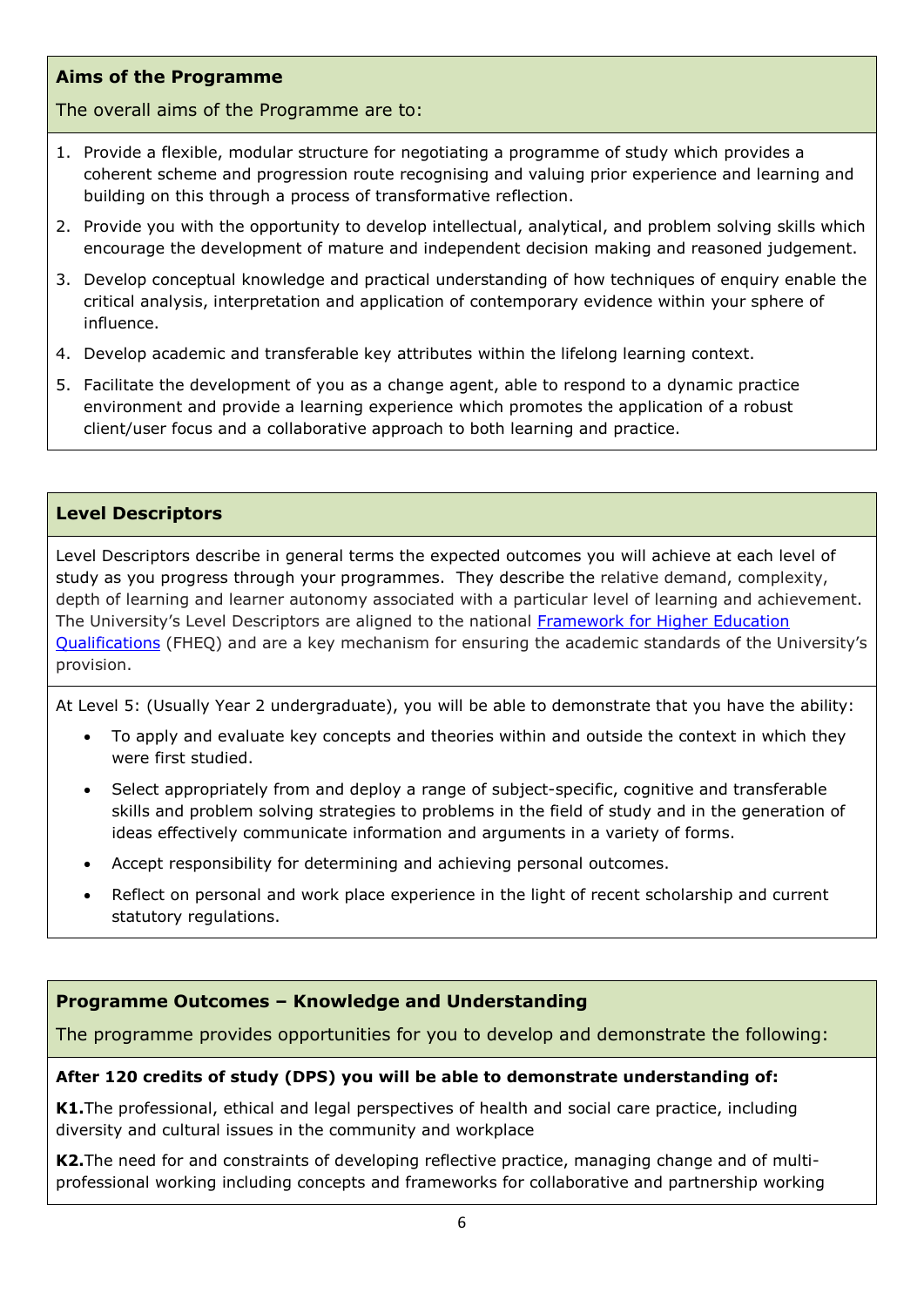## Aims of the Programme

The overall aims of the Programme are to:

1. Provide a flexible, modular structure for negotiating a programme of study which provides a coherent scheme and progression route recognising and valuing prior experience and learning and building on this through a process of transformative reflection.
2. Provide you with the opportunity to develop intellectual, analytical, and problem solving skills which encourage the development of mature and independent decision making and reasoned judgement.
3. Develop conceptual knowledge and practical understanding of how techniques of enquiry enable the critical analysis, interpretation and application of contemporary evidence within your sphere of influence.
4. Develop academic and transferable key attributes within the lifelong learning context.
5. Facilitate the development of you as a change agent, able to respond to a dynamic practice environment and provide a learning experience which promotes the application of a robust client/user focus and a collaborative approach to both learning and practice.

## Level Descriptors

Level Descriptors describe in general terms the expected outcomes you will achieve at each level of study as you progress through your programmes. They describe the relative demand, complexity, depth of learning and learner autonomy associated with a particular level of learning and achievement. The University's Level Descriptors are aligned to the national [Framework for Higher Education Qualifications](#) (FHEQ) and are a key mechanism for ensuring the academic standards of the University's provision.

At Level 5: (Usually Year 2 undergraduate), you will be able to demonstrate that you have the ability:

- To apply and evaluate key concepts and theories within and outside the context in which they were first studied.
- Select appropriately from and deploy a range of subject-specific, cognitive and transferable skills and problem solving strategies to problems in the field of study and in the generation of ideas effectively communicate information and arguments in a variety of forms.
- Accept responsibility for determining and achieving personal outcomes.
- Reflect on personal and work place experience in the light of recent scholarship and current statutory regulations.

## Programme Outcomes – Knowledge and Understanding

The programme provides opportunities for you to develop and demonstrate the following:

**After 120 credits of study (DPS) you will be able to demonstrate understanding of:**

**K1.** The professional, ethical and legal perspectives of health and social care practice, including diversity and cultural issues in the community and workplace

**K2.** The need for and constraints of developing reflective practice, managing change and of multi-professional working including concepts and frameworks for collaborative and partnership working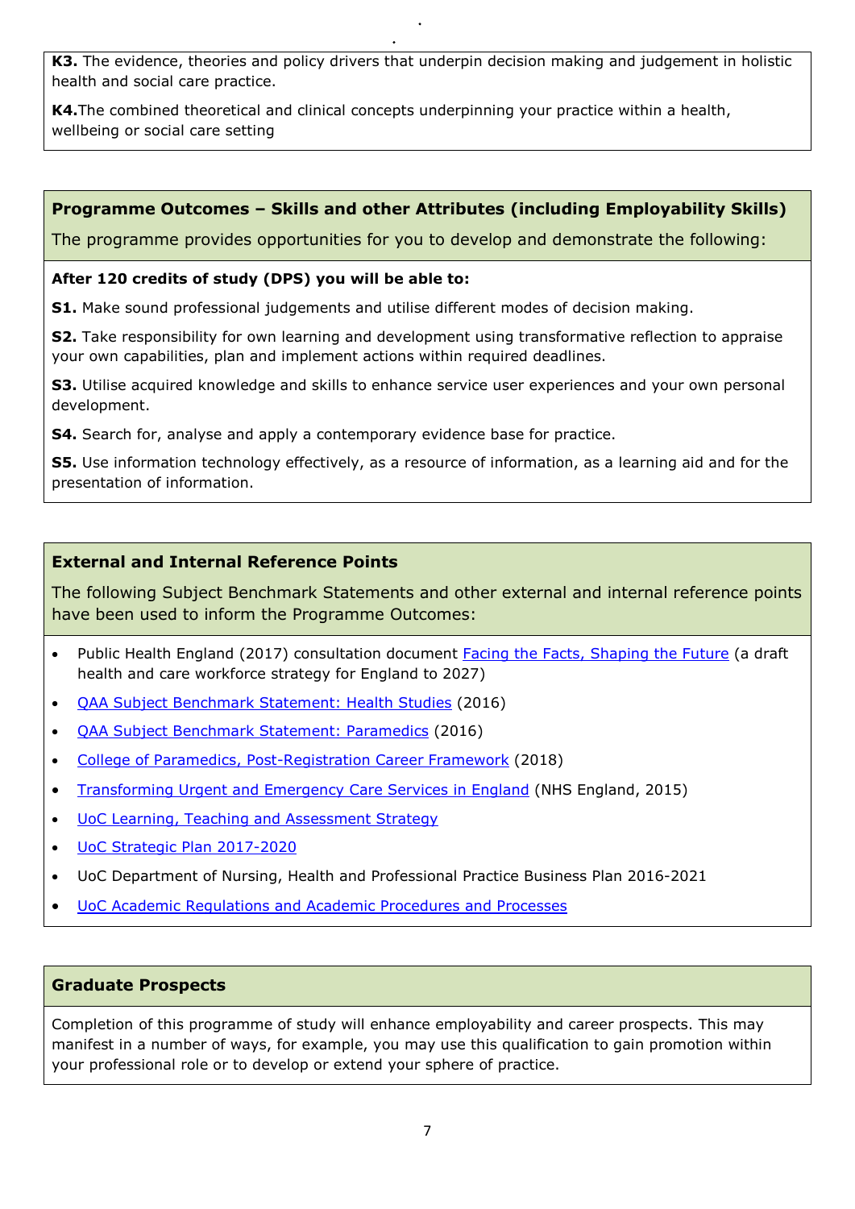**K3.** The evidence, theories and policy drivers that underpin decision making and judgement in holistic health and social care practice.

**K4.** The combined theoretical and clinical concepts underpinning your practice within a health, wellbeing or social care setting

## Programme Outcomes – Skills and other Attributes (including Employability Skills)

The programme provides opportunities for you to develop and demonstrate the following:

**After 120 credits of study (DPS) you will be able to:**

**S1.** Make sound professional judgements and utilise different modes of decision making.

**S2.** Take responsibility for own learning and development using transformative reflection to appraise your own capabilities, plan and implement actions within required deadlines.

**S3.** Utilise acquired knowledge and skills to enhance service user experiences and your own personal development.

**S4.** Search for, analyse and apply a contemporary evidence base for practice.

**S5.** Use information technology effectively, as a resource of information, as a learning aid and for the presentation of information.

## External and Internal Reference Points

The following Subject Benchmark Statements and other external and internal reference points have been used to inform the Programme Outcomes:

- Public Health England (2017) consultation document Facing the Facts, Shaping the Future (a draft health and care workforce strategy for England to 2027)
- QAA Subject Benchmark Statement: Health Studies (2016)
- QAA Subject Benchmark Statement: Paramedics (2016)
- College of Paramedics, Post-Registration Career Framework (2018)
- Transforming Urgent and Emergency Care Services in England (NHS England, 2015)
- UoC Learning, Teaching and Assessment Strategy
- UoC Strategic Plan 2017-2020
- UoC Department of Nursing, Health and Professional Practice Business Plan 2016-2021
- UoC Academic Regulations and Academic Procedures and Processes

## Graduate Prospects

Completion of this programme of study will enhance employability and career prospects. This may manifest in a number of ways, for example, you may use this qualification to gain promotion within your professional role or to develop or extend your sphere of practice.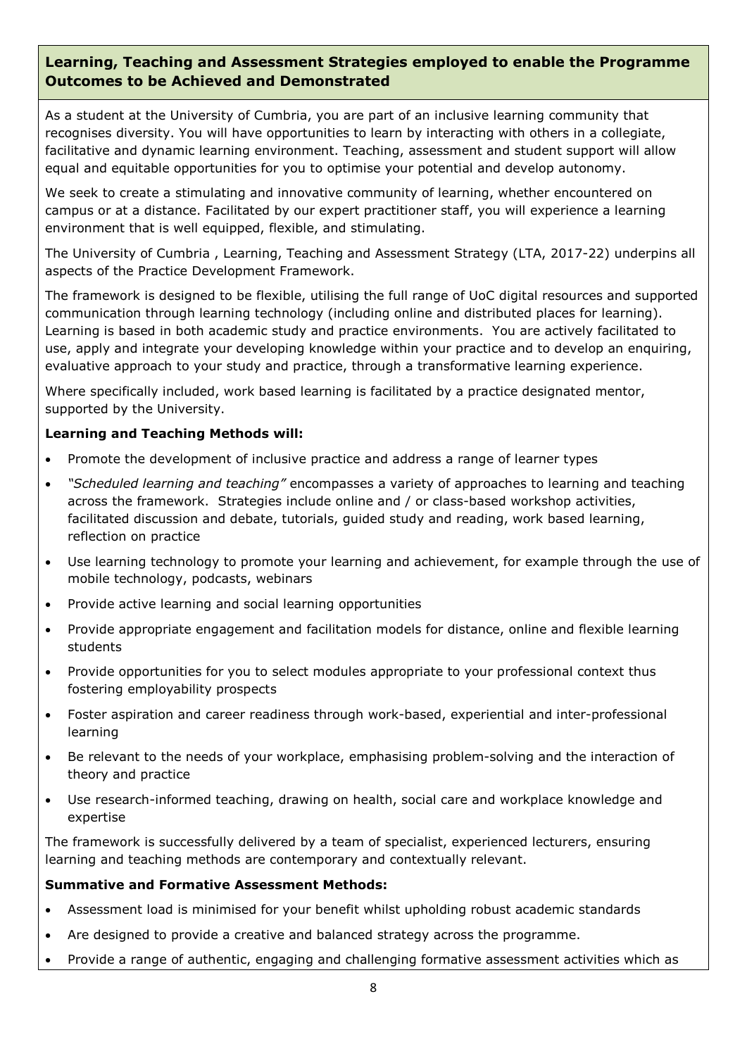## Learning, Teaching and Assessment Strategies employed to enable the Programme Outcomes to be Achieved and Demonstrated

As a student at the University of Cumbria, you are part of an inclusive learning community that recognises diversity. You will have opportunities to learn by interacting with others in a collegiate, facilitative and dynamic learning environment. Teaching, assessment and student support will allow equal and equitable opportunities for you to optimise your potential and develop autonomy.

We seek to create a stimulating and innovative community of learning, whether encountered on campus or at a distance. Facilitated by our expert practitioner staff, you will experience a learning environment that is well equipped, flexible, and stimulating.

The University of Cumbria , Learning, Teaching and Assessment Strategy (LTA, 2017-22) underpins all aspects of the Practice Development Framework.

The framework is designed to be flexible, utilising the full range of UoC digital resources and supported communication through learning technology (including online and distributed places for learning). Learning is based in both academic study and practice environments. You are actively facilitated to use, apply and integrate your developing knowledge within your practice and to develop an enquiring, evaluative approach to your study and practice, through a transformative learning experience.

Where specifically included, work based learning is facilitated by a practice designated mentor, supported by the University.

**Learning and Teaching Methods will:**

- Promote the development of inclusive practice and address a range of learner types
- *"Scheduled learning and teaching"* encompasses a variety of approaches to learning and teaching across the framework. Strategies include online and / or class-based workshop activities, facilitated discussion and debate, tutorials, guided study and reading, work based learning, reflection on practice
- Use learning technology to promote your learning and achievement, for example through the use of mobile technology, podcasts, webinars
- Provide active learning and social learning opportunities
- Provide appropriate engagement and facilitation models for distance, online and flexible learning students
- Provide opportunities for you to select modules appropriate to your professional context thus fostering employability prospects
- Foster aspiration and career readiness through work-based, experiential and inter-professional learning
- Be relevant to the needs of your workplace, emphasising problem-solving and the interaction of theory and practice
- Use research-informed teaching, drawing on health, social care and workplace knowledge and expertise

The framework is successfully delivered by a team of specialist, experienced lecturers, ensuring learning and teaching methods are contemporary and contextually relevant.

**Summative and Formative Assessment Methods:**

- Assessment load is minimised for your benefit whilst upholding robust academic standards
- Are designed to provide a creative and balanced strategy across the programme.
- Provide a range of authentic, engaging and challenging formative assessment activities which as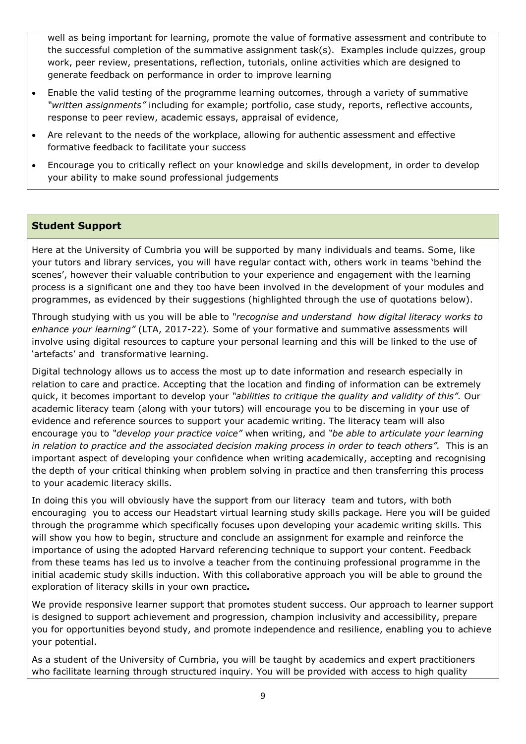well as being important for learning, promote the value of formative assessment and contribute to the successful completion of the summative assignment task(s). Examples include quizzes, group work, peer review, presentations, reflection, tutorials, online activities which are designed to generate feedback on performance in order to improve learning

- Enable the valid testing of the programme learning outcomes, through a variety of summative *"written assignments"* including for example; portfolio, case study, reports, reflective accounts, response to peer review, academic essays, appraisal of evidence,
- Are relevant to the needs of the workplace, allowing for authentic assessment and effective formative feedback to facilitate your success
- Encourage you to critically reflect on your knowledge and skills development, in order to develop your ability to make sound professional judgements

## Student Support

Here at the University of Cumbria you will be supported by many individuals and teams. Some, like your tutors and library services, you will have regular contact with, others work in teams 'behind the scenes', however their valuable contribution to your experience and engagement with the learning process is a significant one and they too have been involved in the development of your modules and programmes, as evidenced by their suggestions (highlighted through the use of quotations below).

Through studying with us you will be able to *"recognise and understand how digital literacy works to enhance your learning"* (LTA, 2017-22). Some of your formative and summative assessments will involve using digital resources to capture your personal learning and this will be linked to the use of 'artefacts' and transformative learning.

Digital technology allows us to access the most up to date information and research especially in relation to care and practice. Accepting that the location and finding of information can be extremely quick, it becomes important to develop your *"abilities to critique the quality and validity of this".* Our academic literacy team (along with your tutors) will encourage you to be discerning in your use of evidence and reference sources to support your academic writing. The literacy team will also encourage you to *"develop your practice voice"* when writing, and *"be able to articulate your learning in relation to practice and the associated decision making process in order to teach others".* This is an important aspect of developing your confidence when writing academically, accepting and recognising the depth of your critical thinking when problem solving in practice and then transferring this process to your academic literacy skills.

In doing this you will obviously have the support from our literacy team and tutors, with both encouraging you to access our Headstart virtual learning study skills package. Here you will be guided through the programme which specifically focuses upon developing your academic writing skills. This will show you how to begin, structure and conclude an assignment for example and reinforce the importance of using the adopted Harvard referencing technique to support your content. Feedback from these teams has led us to involve a teacher from the continuing professional programme in the initial academic study skills induction. With this collaborative approach you will be able to ground the exploration of literacy skills in your own practice***.***

We provide responsive learner support that promotes student success. Our approach to learner support is designed to support achievement and progression, champion inclusivity and accessibility, prepare you for opportunities beyond study, and promote independence and resilience, enabling you to achieve your potential.

As a student of the University of Cumbria, you will be taught by academics and expert practitioners who facilitate learning through structured inquiry. You will be provided with access to high quality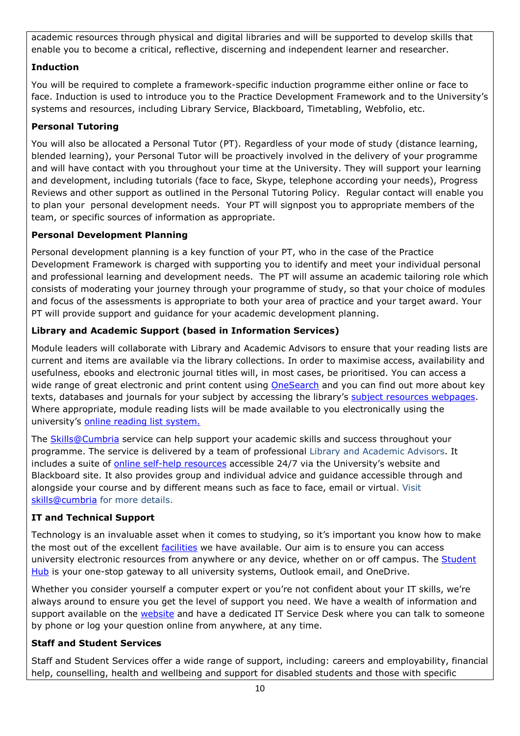academic resources through physical and digital libraries and will be supported to develop skills that enable you to become a critical, reflective, discerning and independent learner and researcher.

**Induction**

You will be required to complete a framework-specific induction programme either online or face to face. Induction is used to introduce you to the Practice Development Framework and to the University's systems and resources, including Library Service, Blackboard, Timetabling, Webfolio, etc.

**Personal Tutoring**

You will also be allocated a Personal Tutor (PT). Regardless of your mode of study (distance learning, blended learning), your Personal Tutor will be proactively involved in the delivery of your programme and will have contact with you throughout your time at the University. They will support your learning and development, including tutorials (face to face, Skype, telephone according your needs), Progress Reviews and other support as outlined in the Personal Tutoring Policy. Regular contact will enable you to plan your personal development needs. Your PT will signpost you to appropriate members of the team, or specific sources of information as appropriate.

**Personal Development Planning**

Personal development planning is a key function of your PT, who in the case of the Practice Development Framework is charged with supporting you to identify and meet your individual personal and professional learning and development needs. The PT will assume an academic tailoring role which consists of moderating your journey through your programme of study, so that your choice of modules and focus of the assessments is appropriate to both your area of practice and your target award. Your PT will provide support and guidance for your academic development planning.

**Library and Academic Support (based in Information Services)**

Module leaders will collaborate with Library and Academic Advisors to ensure that your reading lists are current and items are available via the library collections. In order to maximise access, availability and usefulness, ebooks and electronic journal titles will, in most cases, be prioritised. You can access a wide range of great electronic and print content using OneSearch and you can find out more about key texts, databases and journals for your subject by accessing the library's subject resources webpages. Where appropriate, module reading lists will be made available to you electronically using the university's online reading list system.

The Skills@Cumbria service can help support your academic skills and success throughout your programme. The service is delivered by a team of professional Library and Academic Advisors. It includes a suite of online self-help resources accessible 24/7 via the University's website and Blackboard site. It also provides group and individual advice and guidance accessible through and alongside your course and by different means such as face to face, email or virtual. Visit skills@cumbria for more details.

**IT and Technical Support**

Technology is an invaluable asset when it comes to studying, so it's important you know how to make the most out of the excellent facilities we have available. Our aim is to ensure you can access university electronic resources from anywhere or any device, whether on or off campus. The Student Hub is your one-stop gateway to all university systems, Outlook email, and OneDrive.

Whether you consider yourself a computer expert or you're not confident about your IT skills, we're always around to ensure you get the level of support you need. We have a wealth of information and support available on the website and have a dedicated IT Service Desk where you can talk to someone by phone or log your question online from anywhere, at any time.

**Staff and Student Services**

Staff and Student Services offer a wide range of support, including: careers and employability, financial help, counselling, health and wellbeing and support for disabled students and those with specific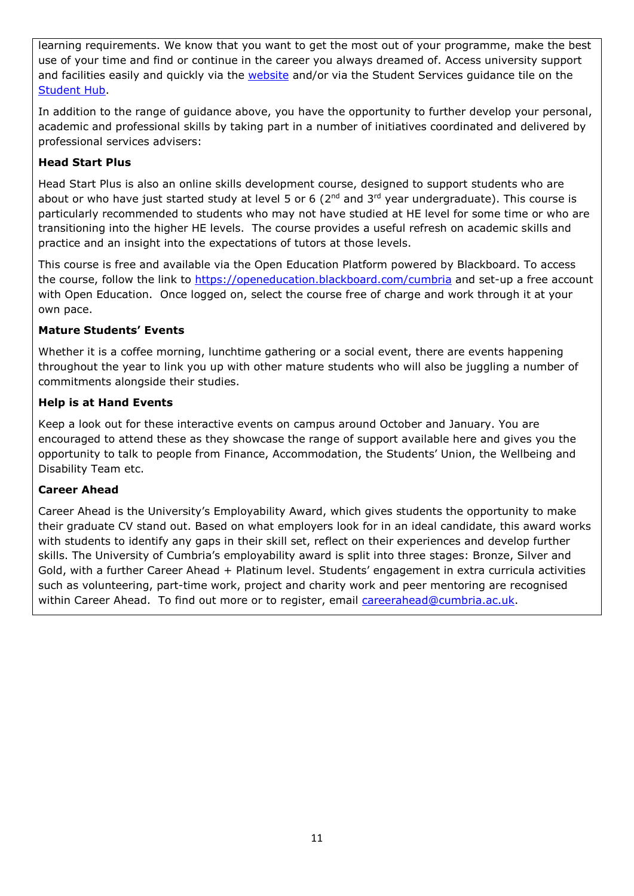learning requirements. We know that you want to get the most out of your programme, make the best use of your time and find or continue in the career you always dreamed of. Access university support and facilities easily and quickly via the [website](website) and/or via the Student Services guidance tile on the [Student Hub](Student%20Hub).

In addition to the range of guidance above, you have the opportunity to further develop your personal, academic and professional skills by taking part in a number of initiatives coordinated and delivered by professional services advisers:

**Head Start Plus**

Head Start Plus is also an online skills development course, designed to support students who are about or who have just started study at level 5 or 6 (2nd and 3rd year undergraduate). This course is particularly recommended to students who may not have studied at HE level for some time or who are transitioning into the higher HE levels. The course provides a useful refresh on academic skills and practice and an insight into the expectations of tutors at those levels.

This course is free and available via the Open Education Platform powered by Blackboard. To access the course, follow the link to https://openeducation.blackboard.com/cumbria and set-up a free account with Open Education. Once logged on, select the course free of charge and work through it at your own pace.

**Mature Students' Events**

Whether it is a coffee morning, lunchtime gathering or a social event, there are events happening throughout the year to link you up with other mature students who will also be juggling a number of commitments alongside their studies.

**Help is at Hand Events**

Keep a look out for these interactive events on campus around October and January. You are encouraged to attend these as they showcase the range of support available here and gives you the opportunity to talk to people from Finance, Accommodation, the Students' Union, the Wellbeing and Disability Team etc.

**Career Ahead**

Career Ahead is the University's Employability Award, which gives students the opportunity to make their graduate CV stand out. Based on what employers look for in an ideal candidate, this award works with students to identify any gaps in their skill set, reflect on their experiences and develop further skills. The University of Cumbria's employability award is split into three stages: Bronze, Silver and Gold, with a further Career Ahead + Platinum level. Students' engagement in extra curricula activities such as volunteering, part-time work, project and charity work and peer mentoring are recognised within Career Ahead. To find out more or to register, email careerahead@cumbria.ac.uk.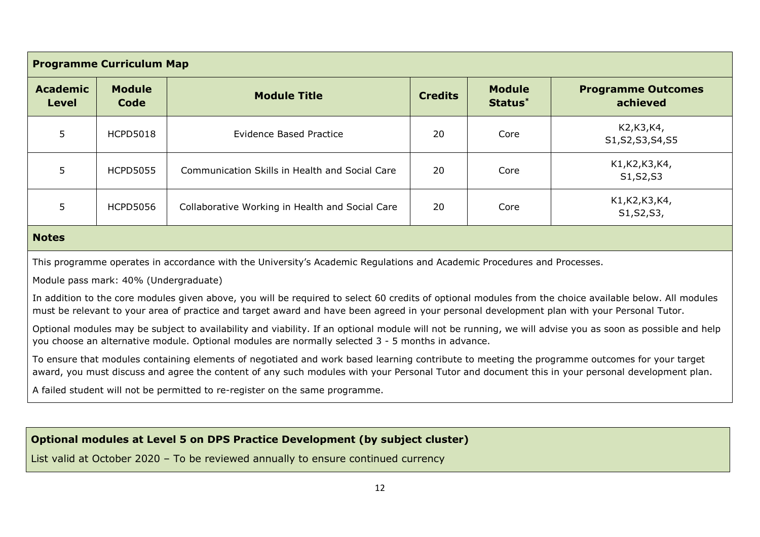**Programme Curriculum Map**

| Academic Level | Module Code | Module Title | Credits | Module Status* | Programme Outcomes achieved |
|---|---|---|---|---|---|
| 5 | HCPD5018 | Evidence Based Practice | 20 | Core | K2,K3,K4, S1,S2,S3,S4,S5 |
| 5 | HCPD5055 | Communication Skills in Health and Social Care | 20 | Core | K1,K2,K3,K4, S1,S2,S3 |
| 5 | HCPD5056 | Collaborative Working in Health and Social Care | 20 | Core | K1,K2,K3,K4, S1,S2,S3, |

**Notes**

This programme operates in accordance with the University's Academic Regulations and Academic Procedures and Processes.

Module pass mark: 40% (Undergraduate)

In addition to the core modules given above, you will be required to select 60 credits of optional modules from the choice available below. All modules must be relevant to your area of practice and target award and have been agreed in your personal development plan with your Personal Tutor.

Optional modules may be subject to availability and viability. If an optional module will not be running, we will advise you as soon as possible and help you choose an alternative module. Optional modules are normally selected 3 - 5 months in advance.

To ensure that modules containing elements of negotiated and work based learning contribute to meeting the programme outcomes for your target award, you must discuss and agree the content of any such modules with your Personal Tutor and document this in your personal development plan.

A failed student will not be permitted to re-register on the same programme.

**Optional modules at Level 5 on DPS Practice Development (by subject cluster)**

List valid at October 2020 – To be reviewed annually to ensure continued currency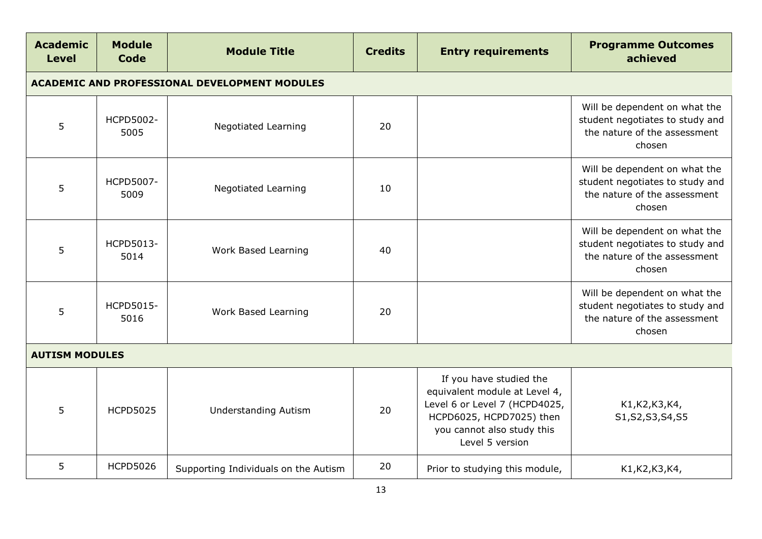| Academic Level | Module Code | Module Title | Credits | Entry requirements | Programme Outcomes achieved |
|---|---|---|---|---|---|
| **ACADEMIC AND PROFESSIONAL DEVELOPMENT MODULES** | | | | | |
| 5 | HCPD5002-5005 | Negotiated Learning | 20 | | Will be dependent on what the student negotiates to study and the nature of the assessment chosen |
| 5 | HCPD5007-5009 | Negotiated Learning | 10 | | Will be dependent on what the student negotiates to study and the nature of the assessment chosen |
| 5 | HCPD5013-5014 | Work Based Learning | 40 | | Will be dependent on what the student negotiates to study and the nature of the assessment chosen |
| 5 | HCPD5015-5016 | Work Based Learning | 20 | | Will be dependent on what the student negotiates to study and the nature of the assessment chosen |
| **AUTISM MODULES** | | | | | |
| 5 | HCPD5025 | Understanding Autism | 20 | If you have studied the equivalent module at Level 4, Level 6 or Level 7 (HCPD4025, HCPD6025, HCPD7025) then you cannot also study this Level 5 version | K1,K2,K3,K4, S1,S2,S3,S4,S5 |
| 5 | HCPD5026 | Supporting Individuals on the Autism | 20 | Prior to studying this module, | K1,K2,K3,K4, |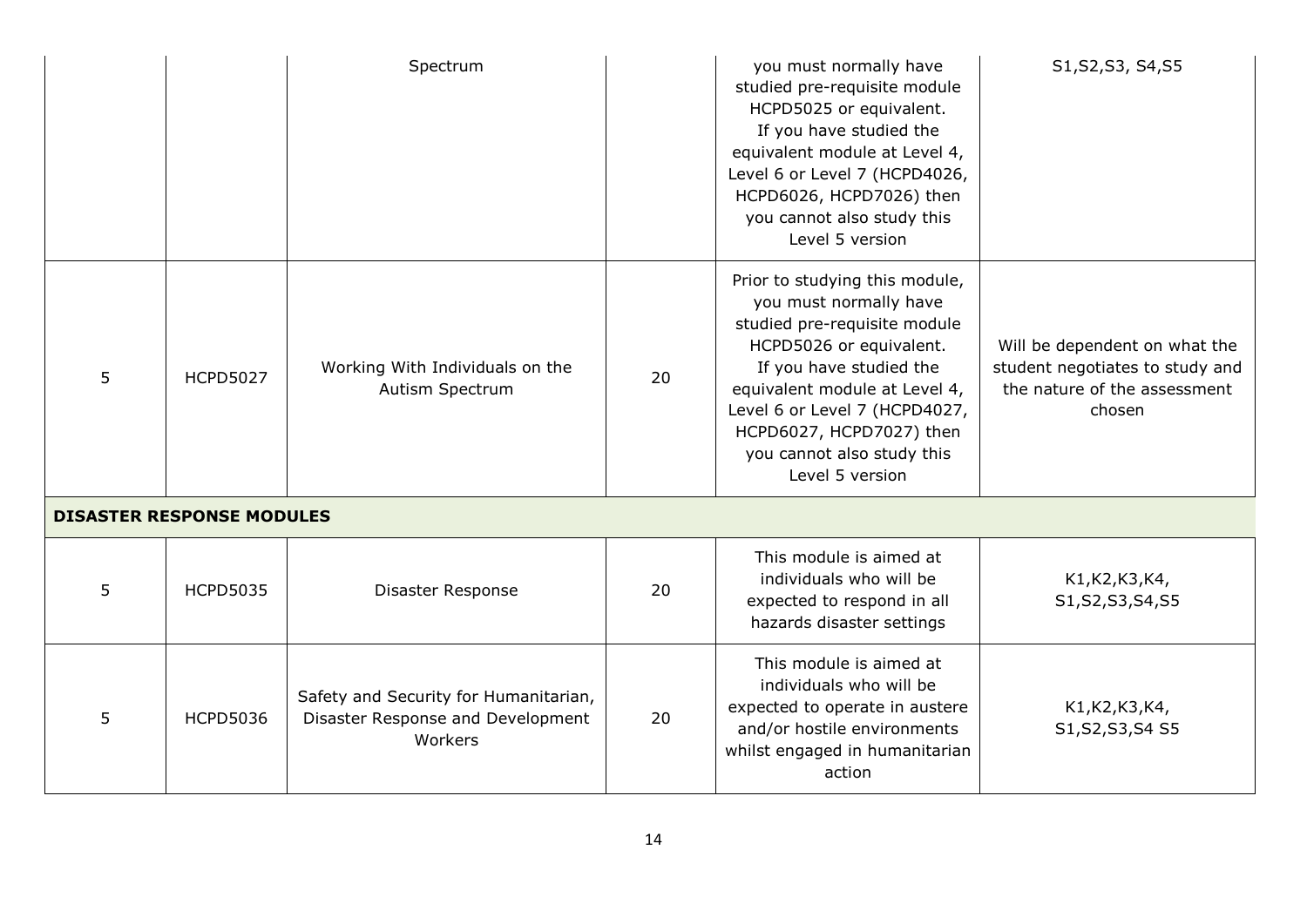| | | | | | |
|---|---|---|---|---|---|
| | | Spectrum | | you must normally have studied pre-requisite module HCPD5025 or equivalent. If you have studied the equivalent module at Level 4, Level 6 or Level 7 (HCPD4026, HCPD6026, HCPD7026) then you cannot also study this Level 5 version | S1,S2,S3, S4,S5 |
| 5 | HCPD5027 | Working With Individuals on the Autism Spectrum | 20 | Prior to studying this module, you must normally have studied pre-requisite module HCPD5026 or equivalent. If you have studied the equivalent module at Level 4, Level 6 or Level 7 (HCPD4027, HCPD6027, HCPD7027) then you cannot also study this Level 5 version | Will be dependent on what the student negotiates to study and the nature of the assessment chosen |
| **DISASTER RESPONSE MODULES** | | | | | |
| 5 | HCPD5035 | Disaster Response | 20 | This module is aimed at individuals who will be expected to respond in all hazards disaster settings | K1,K2,K3,K4, S1,S2,S3,S4,S5 |
| 5 | HCPD5036 | Safety and Security for Humanitarian, Disaster Response and Development Workers | 20 | This module is aimed at individuals who will be expected to operate in austere and/or hostile environments whilst engaged in humanitarian action | K1,K2,K3,K4, S1,S2,S3,S4 S5 |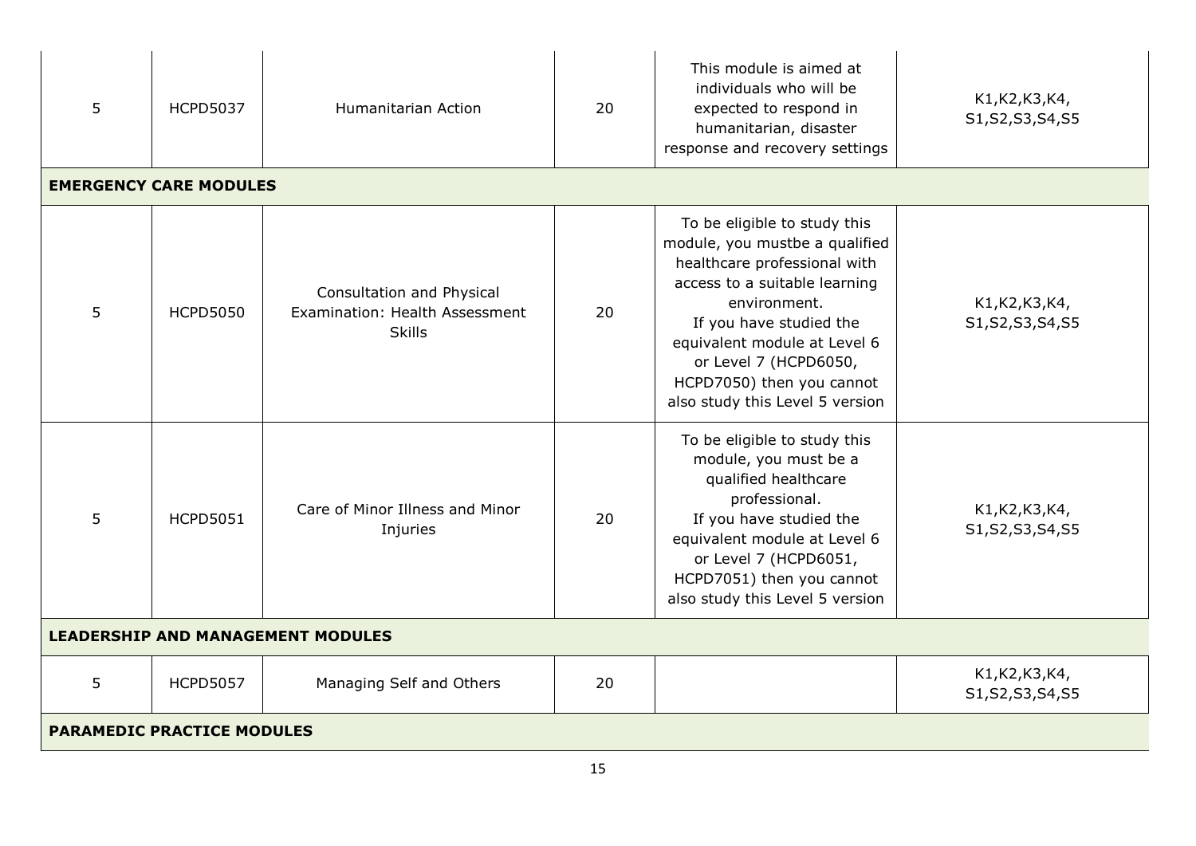| | | | | | |
|---|---|---|---|---|---|
| 5 | HCPD5037 | Humanitarian Action | 20 | This module is aimed at individuals who will be expected to respond in humanitarian, disaster response and recovery settings | K1,K2,K3,K4, S1,S2,S3,S4,S5 |
| **EMERGENCY CARE MODULES** | | | | | |
| 5 | HCPD5050 | Consultation and Physical Examination: Health Assessment Skills | 20 | To be eligible to study this module, you mustbe a qualified healthcare professional with access to a suitable learning environment. If you have studied the equivalent module at Level 6 or Level 7 (HCPD6050, HCPD7050) then you cannot also study this Level 5 version | K1,K2,K3,K4, S1,S2,S3,S4,S5 |
| 5 | HCPD5051 | Care of Minor Illness and Minor Injuries | 20 | To be eligible to study this module, you must be a qualified healthcare professional. If you have studied the equivalent module at Level 6 or Level 7 (HCPD6051, HCPD7051) then you cannot also study this Level 5 version | K1,K2,K3,K4, S1,S2,S3,S4,S5 |
| **LEADERSHIP AND MANAGEMENT MODULES** | | | | | |
| 5 | HCPD5057 | Managing Self and Others | 20 | | K1,K2,K3,K4, S1,S2,S3,S4,S5 |
| **PARAMEDIC PRACTICE MODULES** | | | | | |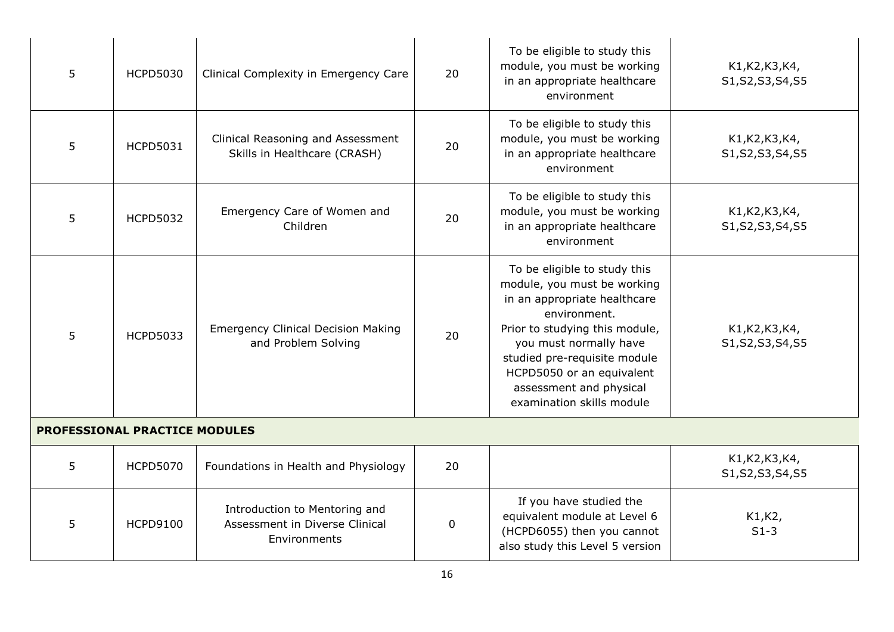| | | | | | |
|---|---|---|---|---|---|
| 5 | HCPD5030 | Clinical Complexity in Emergency Care | 20 | To be eligible to study this module, you must be working in an appropriate healthcare environment | K1,K2,K3,K4, S1,S2,S3,S4,S5 |
| 5 | HCPD5031 | Clinical Reasoning and Assessment Skills in Healthcare (CRASH) | 20 | To be eligible to study this module, you must be working in an appropriate healthcare environment | K1,K2,K3,K4, S1,S2,S3,S4,S5 |
| 5 | HCPD5032 | Emergency Care of Women and Children | 20 | To be eligible to study this module, you must be working in an appropriate healthcare environment | K1,K2,K3,K4, S1,S2,S3,S4,S5 |
| 5 | HCPD5033 | Emergency Clinical Decision Making and Problem Solving | 20 | To be eligible to study this module, you must be working in an appropriate healthcare environment. Prior to studying this module, you must normally have studied pre-requisite module HCPD5050 or an equivalent assessment and physical examination skills module | K1,K2,K3,K4, S1,S2,S3,S4,S5 |
| **PROFESSIONAL PRACTICE MODULES** | | | | | |
| 5 | HCPD5070 | Foundations in Health and Physiology | 20 | | K1,K2,K3,K4, S1,S2,S3,S4,S5 |
| 5 | HCPD9100 | Introduction to Mentoring and Assessment in Diverse Clinical Environments | 0 | If you have studied the equivalent module at Level 6 (HCPD6055) then you cannot also study this Level 5 version | K1,K2, S1-3 |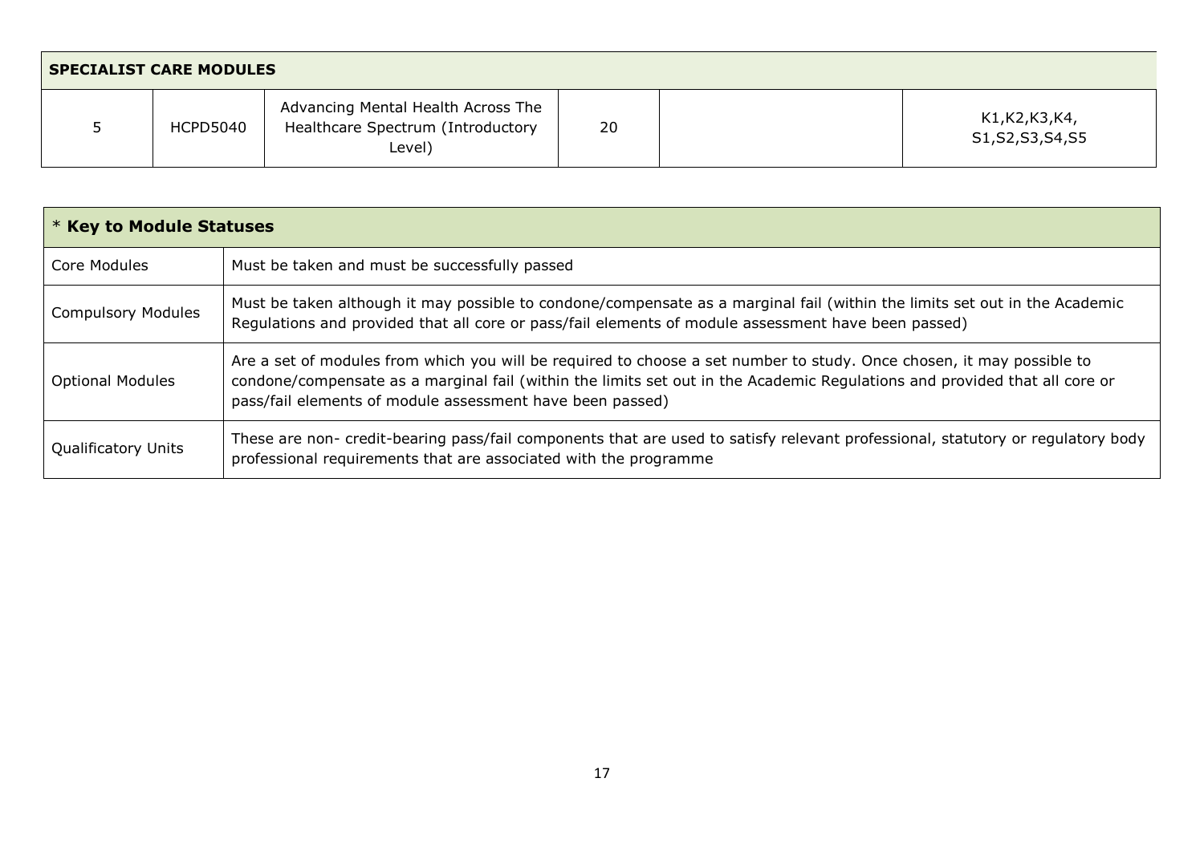| SPECIALIST CARE MODULES | | | | | |
|---|---|---|---|---|---|
| 5 | HCPD5040 | Advancing Mental Health Across The Healthcare Spectrum (Introductory Level) | 20 | | K1,K2,K3,K4, S1,S2,S3,S4,S5 |

| * **Key to Module Statuses** | |
|---|---|
| Core Modules | Must be taken and must be successfully passed |
| Compulsory Modules | Must be taken although it may possible to condone/compensate as a marginal fail (within the limits set out in the Academic Regulations and provided that all core or pass/fail elements of module assessment have been passed) |
| Optional Modules | Are a set of modules from which you will be required to choose a set number to study. Once chosen, it may possible to condone/compensate as a marginal fail (within the limits set out in the Academic Regulations and provided that all core or pass/fail elements of module assessment have been passed) |
| Qualificatory Units | These are non- credit-bearing pass/fail components that are used to satisfy relevant professional, statutory or regulatory body professional requirements that are associated with the programme |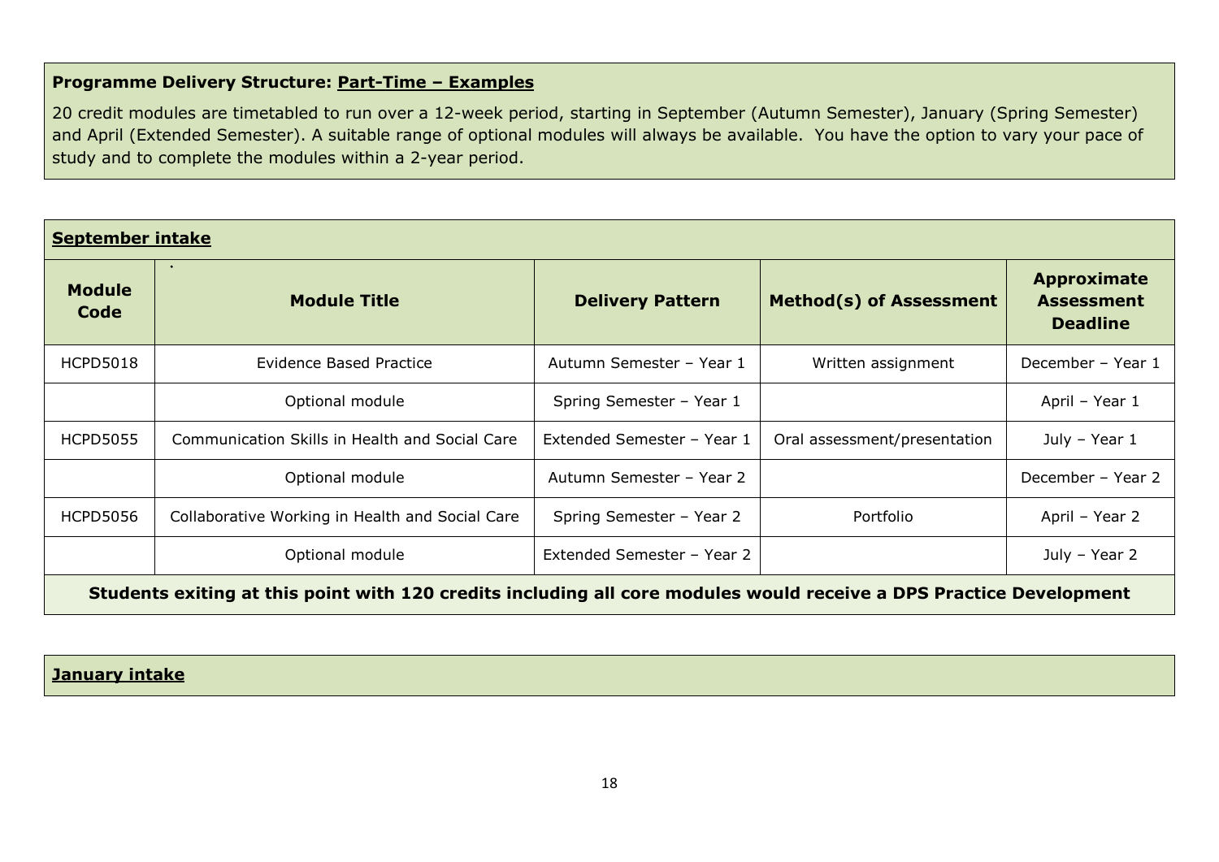**Programme Delivery Structure: Part-Time – Examples**

20 credit modules are timetabled to run over a 12-week period, starting in September (Autumn Semester), January (Spring Semester) and April (Extended Semester). A suitable range of optional modules will always be available. You have the option to vary your pace of study and to complete the modules within a 2-year period.

**September intake**

| Module Code | Module Title | Delivery Pattern | Method(s) of Assessment | Approximate Assessment Deadline |
|---|---|---|---|---|
| HCPD5018 | Evidence Based Practice | Autumn Semester – Year 1 | Written assignment | December – Year 1 |
| | Optional module | Spring Semester – Year 1 | | April – Year 1 |
| HCPD5055 | Communication Skills in Health and Social Care | Extended Semester – Year 1 | Oral assessment/presentation | July – Year 1 |
| | Optional module | Autumn Semester – Year 2 | | December – Year 2 |
| HCPD5056 | Collaborative Working in Health and Social Care | Spring Semester – Year 2 | Portfolio | April – Year 2 |
| | Optional module | Extended Semester – Year 2 | | July – Year 2 |
| **Students exiting at this point with 120 credits including all core modules would receive a DPS Practice Development** | | | | |

**January intake**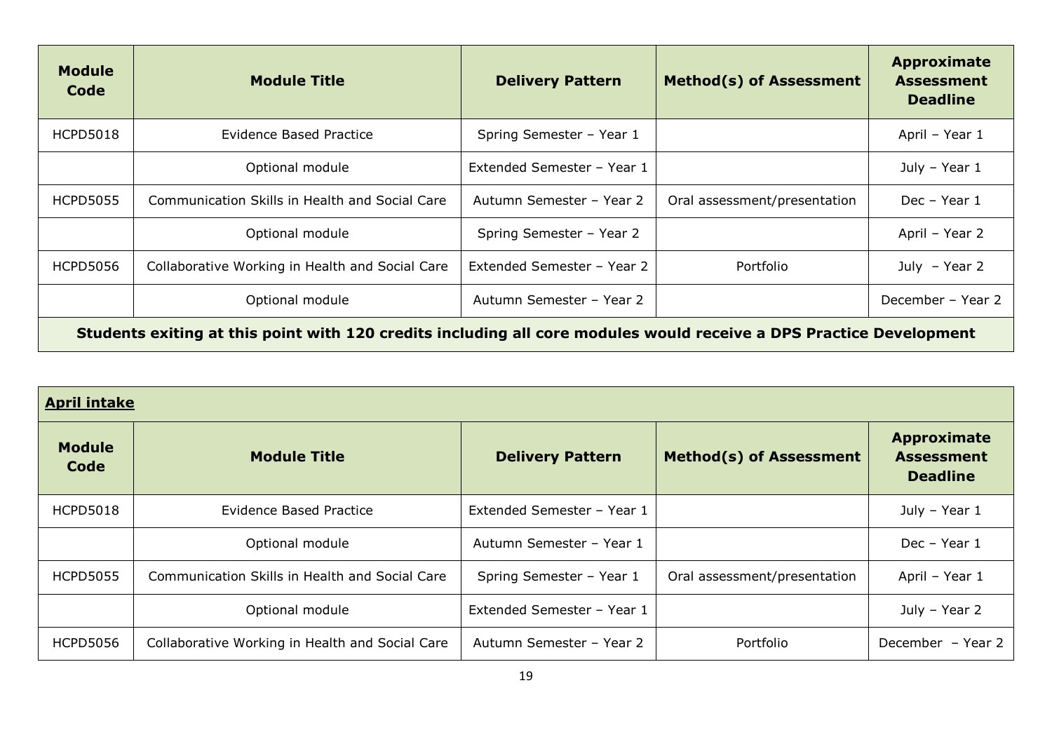| Module Code | Module Title | Delivery Pattern | Method(s) of Assessment | Approximate Assessment Deadline |
|---|---|---|---|---|
| HCPD5018 | Evidence Based Practice | Spring Semester – Year 1 | | April – Year 1 |
| | Optional module | Extended Semester – Year 1 | | July – Year 1 |
| HCPD5055 | Communication Skills in Health and Social Care | Autumn Semester – Year 2 | Oral assessment/presentation | Dec – Year 1 |
| | Optional module | Spring Semester – Year 2 | | April – Year 2 |
| HCPD5056 | Collaborative Working in Health and Social Care | Extended Semester – Year 2 | Portfolio | July – Year 2 |
| | Optional module | Autumn Semester – Year 2 | | December – Year 2 |
| **Students exiting at this point with 120 credits including all core modules would receive a DPS Practice Development** | | | | |

**April intake**

| Module Code | Module Title | Delivery Pattern | Method(s) of Assessment | Approximate Assessment Deadline |
|---|---|---|---|---|
| HCPD5018 | Evidence Based Practice | Extended Semester – Year 1 | | July – Year 1 |
| | Optional module | Autumn Semester – Year 1 | | Dec – Year 1 |
| HCPD5055 | Communication Skills in Health and Social Care | Spring Semester – Year 1 | Oral assessment/presentation | April – Year 1 |
| | Optional module | Extended Semester – Year 1 | | July – Year 2 |
| HCPD5056 | Collaborative Working in Health and Social Care | Autumn Semester – Year 2 | Portfolio | December – Year 2 |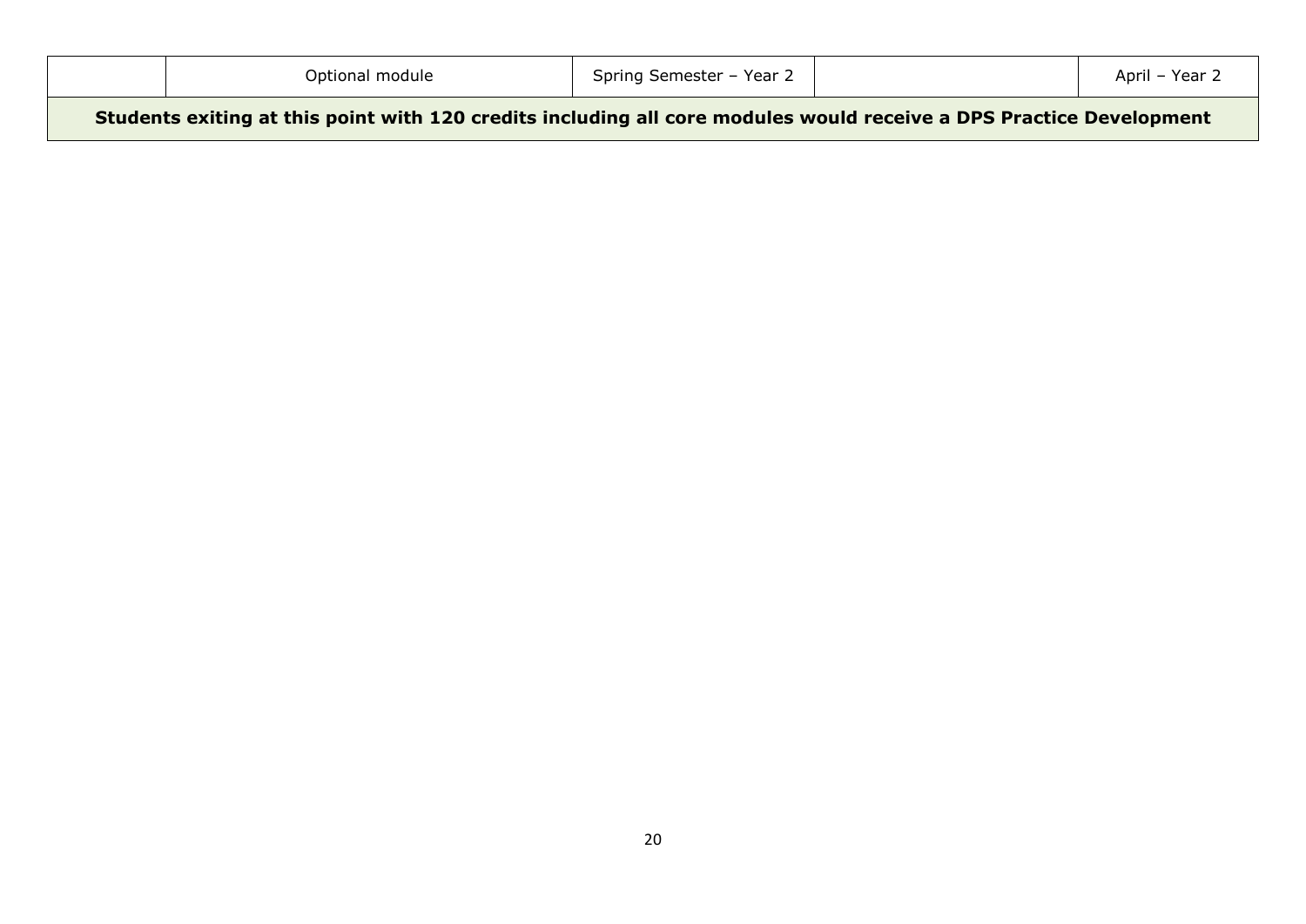| | Optional module | Spring Semester – Year 2 | | April – Year 2 |
|---|---|---|---|---|
| **Students exiting at this point with 120 credits including all core modules would receive a DPS Practice Development** | | | | |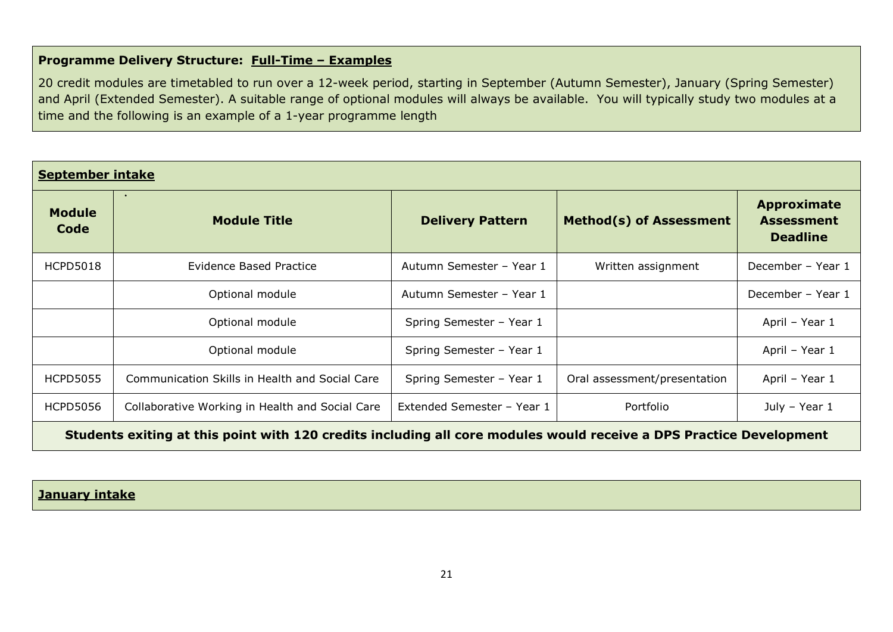**Programme Delivery Structure: Full-Time – Examples**

20 credit modules are timetabled to run over a 12-week period, starting in September (Autumn Semester), January (Spring Semester) and April (Extended Semester). A suitable range of optional modules will always be available. You will typically study two modules at a time and the following is an example of a 1-year programme length

**September intake**

| Module Code | Module Title | Delivery Pattern | Method(s) of Assessment | Approximate Assessment Deadline |
|---|---|---|---|---|
| HCPD5018 | Evidence Based Practice | Autumn Semester – Year 1 | Written assignment | December – Year 1 |
| | Optional module | Autumn Semester – Year 1 | | December – Year 1 |
| | Optional module | Spring Semester – Year 1 | | April – Year 1 |
| | Optional module | Spring Semester – Year 1 | | April – Year 1 |
| HCPD5055 | Communication Skills in Health and Social Care | Spring Semester – Year 1 | Oral assessment/presentation | April – Year 1 |
| HCPD5056 | Collaborative Working in Health and Social Care | Extended Semester – Year 1 | Portfolio | July – Year 1 |
| **Students exiting at this point with 120 credits including all core modules would receive a DPS Practice Development** | | | | |

**January intake**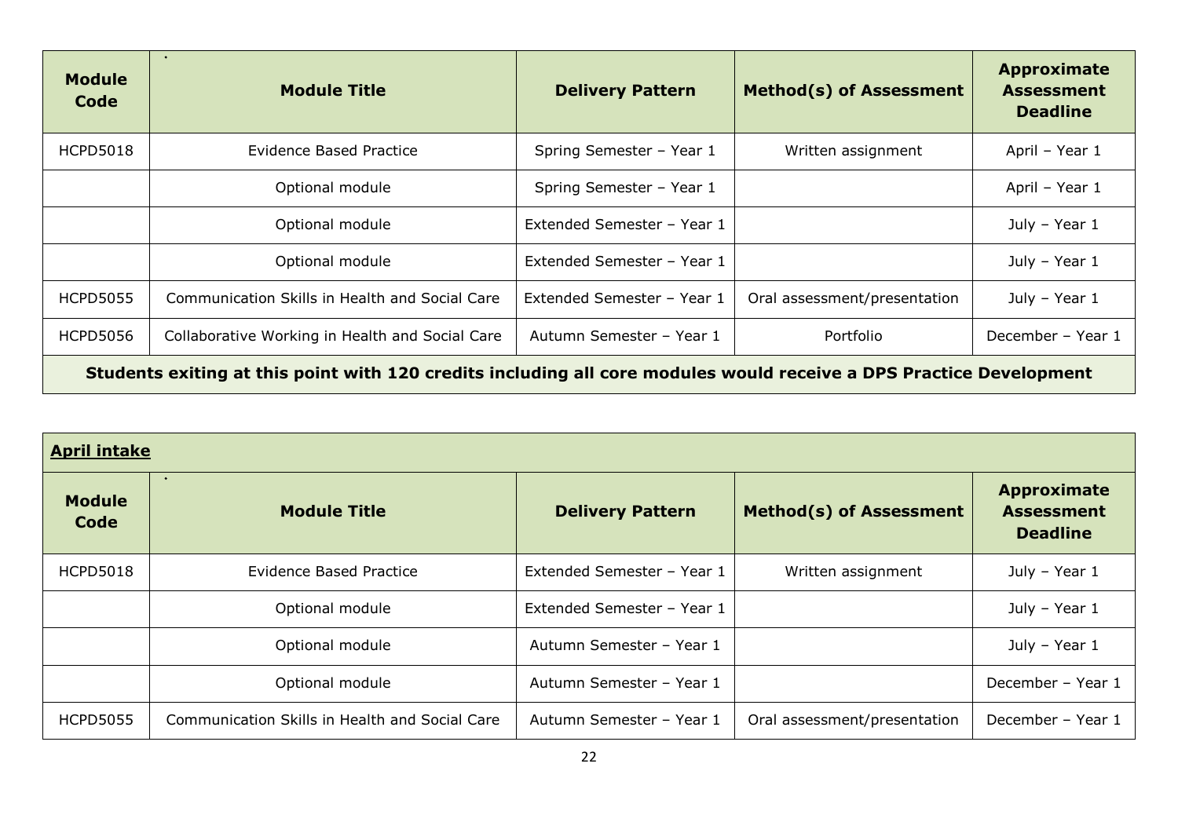| Module Code | Module Title | Delivery Pattern | Method(s) of Assessment | Approximate Assessment Deadline |
|---|---|---|---|---|
| HCPD5018 | Evidence Based Practice | Spring Semester – Year 1 | Written assignment | April – Year 1 |
| | Optional module | Spring Semester – Year 1 | | April – Year 1 |
| | Optional module | Extended Semester – Year 1 | | July – Year 1 |
| | Optional module | Extended Semester – Year 1 | | July – Year 1 |
| HCPD5055 | Communication Skills in Health and Social Care | Extended Semester – Year 1 | Oral assessment/presentation | July – Year 1 |
| HCPD5056 | Collaborative Working in Health and Social Care | Autumn Semester – Year 1 | Portfolio | December – Year 1 |
| **Students exiting at this point with 120 credits including all core modules would receive a DPS Practice Development** | | | | |

| **April intake** | | | | |
|---|---|---|---|---|
| **Module Code** | **Module Title** | **Delivery Pattern** | **Method(s) of Assessment** | **Approximate Assessment Deadline** |
| HCPD5018 | Evidence Based Practice | Extended Semester – Year 1 | Written assignment | July – Year 1 |
| | Optional module | Extended Semester – Year 1 | | July – Year 1 |
| | Optional module | Autumn Semester – Year 1 | | July – Year 1 |
| | Optional module | Autumn Semester – Year 1 | | December – Year 1 |
| HCPD5055 | Communication Skills in Health and Social Care | Autumn Semester – Year 1 | Oral assessment/presentation | December – Year 1 |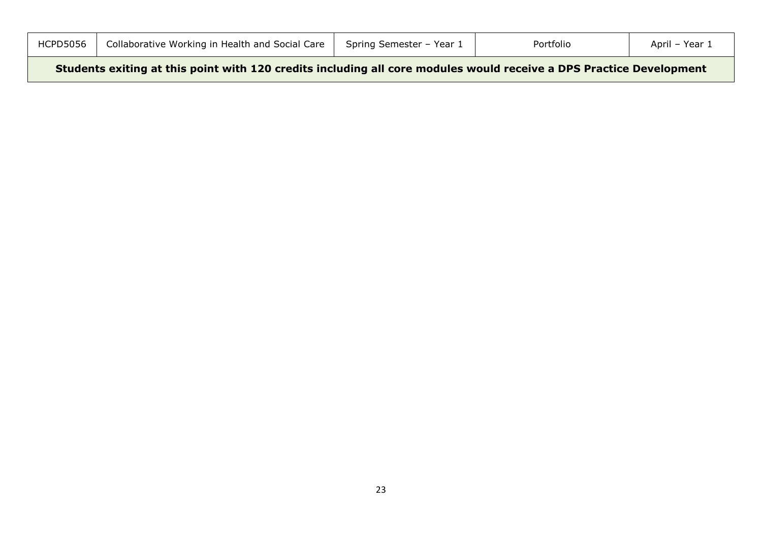| HCPD5056 | Collaborative Working in Health and Social Care | Spring Semester – Year 1 | Portfolio | April – Year 1 |
|---|---|---|---|---|
| **Students exiting at this point with 120 credits including all core modules would receive a DPS Practice Development** | | | | |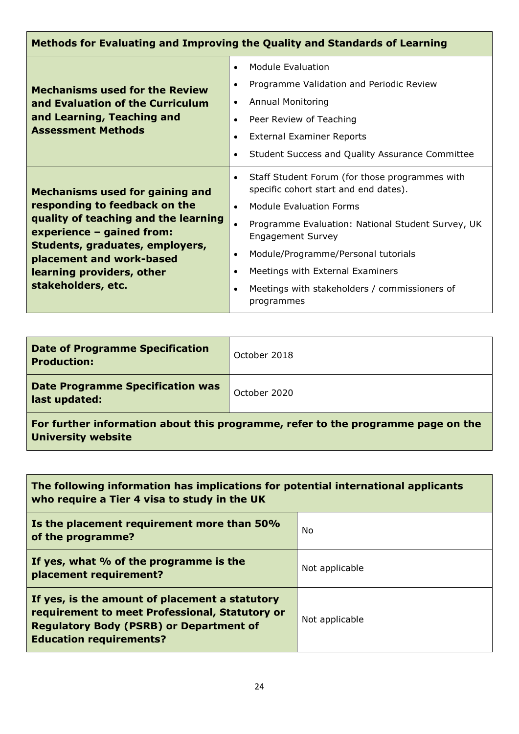| Methods for Evaluating and Improving the Quality and Standards of Learning | |
|---|---|
| **Mechanisms used for the Review and Evaluation of the Curriculum and Learning, Teaching and Assessment Methods** | • Module Evaluation<br>• Programme Validation and Periodic Review<br>• Annual Monitoring<br>• Peer Review of Teaching<br>• External Examiner Reports<br>• Student Success and Quality Assurance Committee |
| **Mechanisms used for gaining and responding to feedback on the quality of teaching and the learning experience – gained from: Students, graduates, employers, placement and work-based learning providers, other stakeholders, etc.** | • Staff Student Forum (for those programmes with specific cohort start and end dates).<br>• Module Evaluation Forms<br>• Programme Evaluation: National Student Survey, UK Engagement Survey<br>• Module/Programme/Personal tutorials<br>• Meetings with External Examiners<br>• Meetings with stakeholders / commissioners of programmes |

| | |
|---|---|
| **Date of Programme Specification Production:** | October 2018 |
| **Date Programme Specification was last updated:** | October 2020 |
| **For further information about this programme, refer to the programme page on the University website** | |

| The following information has implications for potential international applicants who require a Tier 4 visa to study in the UK | |
|---|---|
| **Is the placement requirement more than 50% of the programme?** | No |
| **If yes, what % of the programme is the placement requirement?** | Not applicable |
| **If yes, is the amount of placement a statutory requirement to meet Professional, Statutory or Regulatory Body (PSRB) or Department of Education requirements?** | Not applicable |